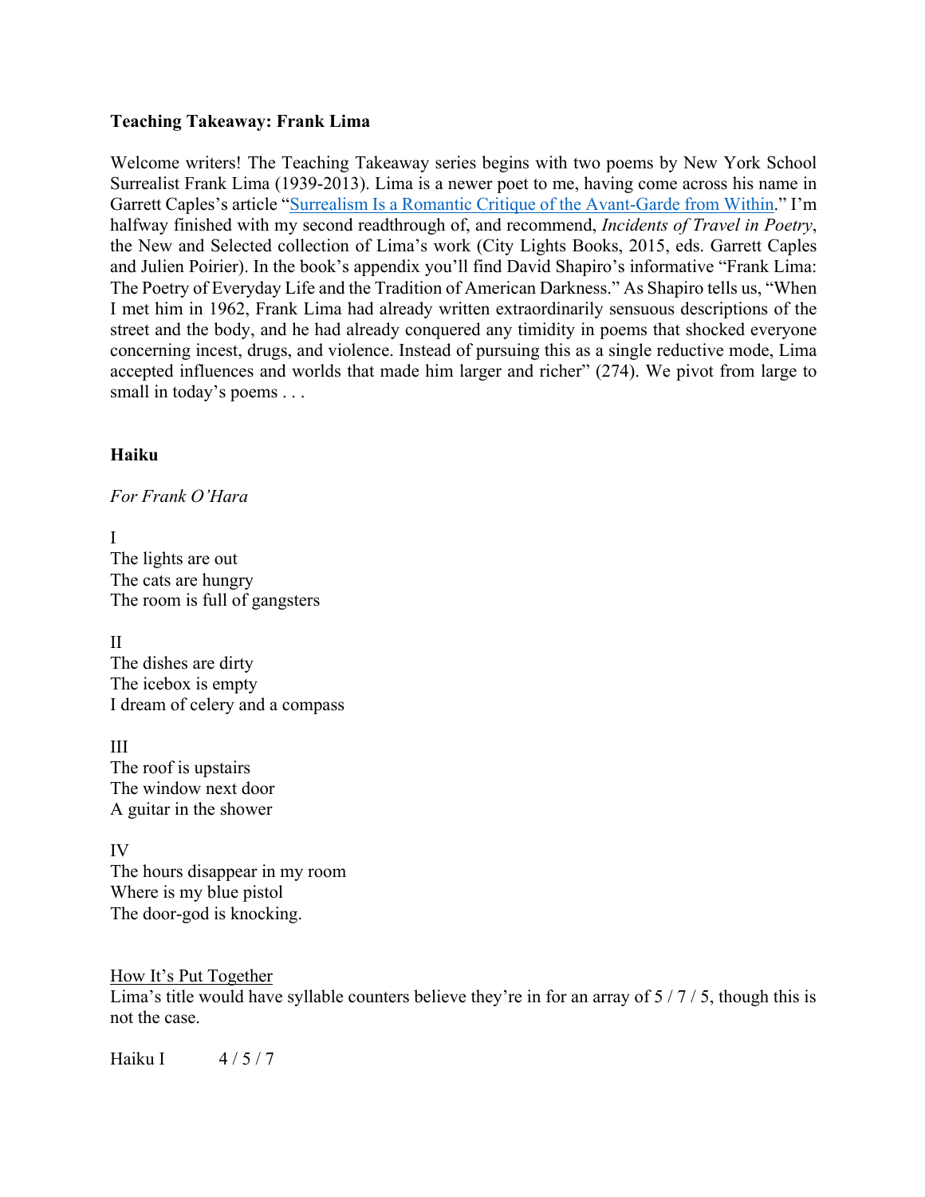**Teaching Takeaway: Frank Lima**

Welcome writers! The Teaching Takeaway series begins with two poems by New York School Surrealist Frank Lima (1939-2013). Lima is a newer poet to me, having come across his name in Garrett Caples's article "Surrealism Is a Romantic Critique of the Avant-Garde from Within." I'm halfway finished with my second readthrough of, and recommend, *Incidents of Travel in Poetry*, the New and Selected collection of Lima's work (City Lights Books, 2015, eds. Garrett Caples and Julien Poirier). In the book's appendix you'll find David Shapiro's informative "Frank Lima: The Poetry of Everyday Life and the Tradition of American Darkness." As Shapiro tells us, "When I met him in 1962, Frank Lima had already written extraordinarily sensuous descriptions of the street and the body, and he had already conquered any timidity in poems that shocked everyone concerning incest, drugs, and violence. Instead of pursuing this as a single reductive mode, Lima accepted influences and worlds that made him larger and richer" (274). We pivot from large to small in today's poems . . .

**Haiku**

*For Frank O'Hara*

I
The lights are out
The cats are hungry
The room is full of gangsters

II
The dishes are dirty
The icebox is empty
I dream of celery and a compass

III
The roof is upstairs
The window next door
A guitar in the shower

IV
The hours disappear in my room
Where is my blue pistol
The door-god is knocking.

<u>How It's Put Together</u>
Lima's title would have syllable counters believe they're in for an array of 5 / 7 / 5, though this is not the case.

Haiku I 4 / 5 / 7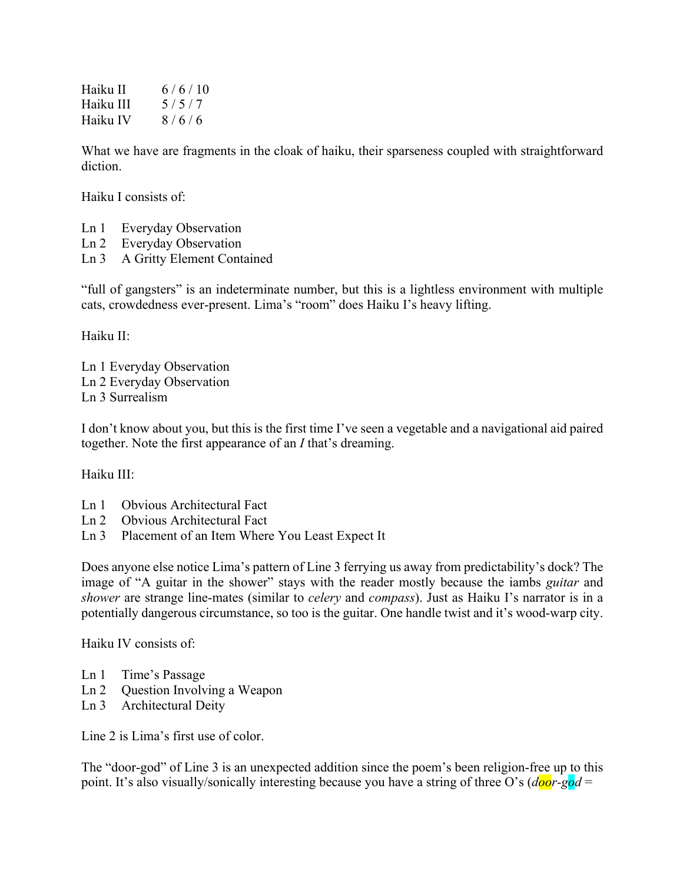| | |
|---|---|
| Haiku II | 6 / 6 / 10 |
| Haiku III | 5 / 5 / 7 |
| Haiku IV | 8 / 6 / 6 |

What we have are fragments in the cloak of haiku, their sparseness coupled with straightforward diction.

Haiku I consists of:

Ln 1 Everyday Observation
Ln 2 Everyday Observation
Ln 3 A Gritty Element Contained

"full of gangsters" is an indeterminate number, but this is a lightless environment with multiple cats, crowdedness ever-present. Lima's "room" does Haiku I's heavy lifting.

Haiku II:

Ln 1 Everyday Observation
Ln 2 Everyday Observation
Ln 3 Surrealism

I don't know about you, but this is the first time I've seen a vegetable and a navigational aid paired together. Note the first appearance of an *I* that's dreaming.

Haiku III:

Ln 1 Obvious Architectural Fact
Ln 2 Obvious Architectural Fact
Ln 3 Placement of an Item Where You Least Expect It

Does anyone else notice Lima's pattern of Line 3 ferrying us away from predictability's dock? The image of "A guitar in the shower" stays with the reader mostly because the iambs *guitar* and *shower* are strange line-mates (similar to *celery* and *compass*). Just as Haiku I's narrator is in a potentially dangerous circumstance, so too is the guitar. One handle twist and it's wood-warp city.

Haiku IV consists of:

Ln 1 Time's Passage
Ln 2 Question Involving a Weapon
Ln 3 Architectural Deity

Line 2 is Lima's first use of color.

The "door-god" of Line 3 is an unexpected addition since the poem's been religion-free up to this point. It's also visually/sonically interesting because you have a string of three O's (*door-god* =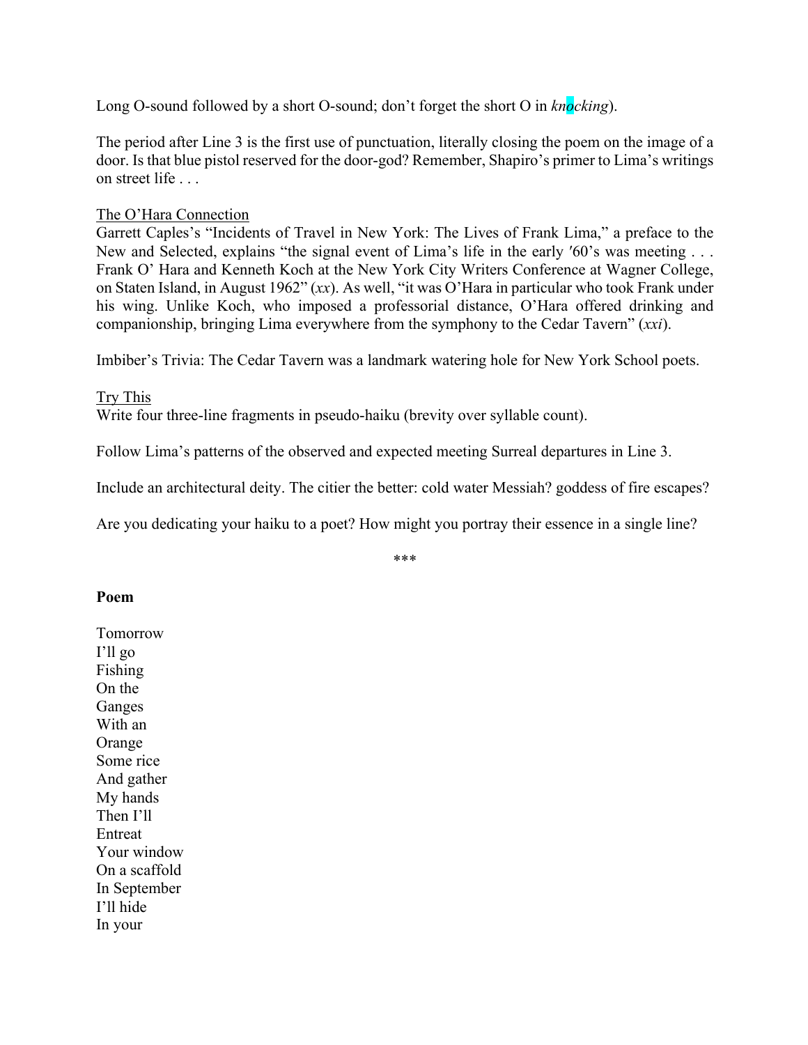Long O-sound followed by a short O-sound; don't forget the short O in *knocking*).

The period after Line 3 is the first use of punctuation, literally closing the poem on the image of a door. Is that blue pistol reserved for the door-god? Remember, Shapiro's primer to Lima's writings on street life . . .

<u>The O'Hara Connection</u>
Garrett Caples's "Incidents of Travel in New York: The Lives of Frank Lima," a preface to the New and Selected, explains "the signal event of Lima's life in the early ′60's was meeting . . . Frank O' Hara and Kenneth Koch at the New York City Writers Conference at Wagner College, on Staten Island, in August 1962" (*xx*). As well, "it was O'Hara in particular who took Frank under his wing. Unlike Koch, who imposed a professorial distance, O'Hara offered drinking and companionship, bringing Lima everywhere from the symphony to the Cedar Tavern" (*xxi*).

Imbiber's Trivia: The Cedar Tavern was a landmark watering hole for New York School poets.

<u>Try This</u>
Write four three-line fragments in pseudo-haiku (brevity over syllable count).

Follow Lima's patterns of the observed and expected meeting Surreal departures in Line 3.

Include an architectural deity. The citier the better: cold water Messiah? goddess of fire escapes?

Are you dedicating your haiku to a poet? How might you portray their essence in a single line?

***

**Poem**

Tomorrow
I'll go
Fishing
On the
Ganges
With an
Orange
Some rice
And gather
My hands
Then I'll
Entreat
Your window
On a scaffold
In September
I'll hide
In your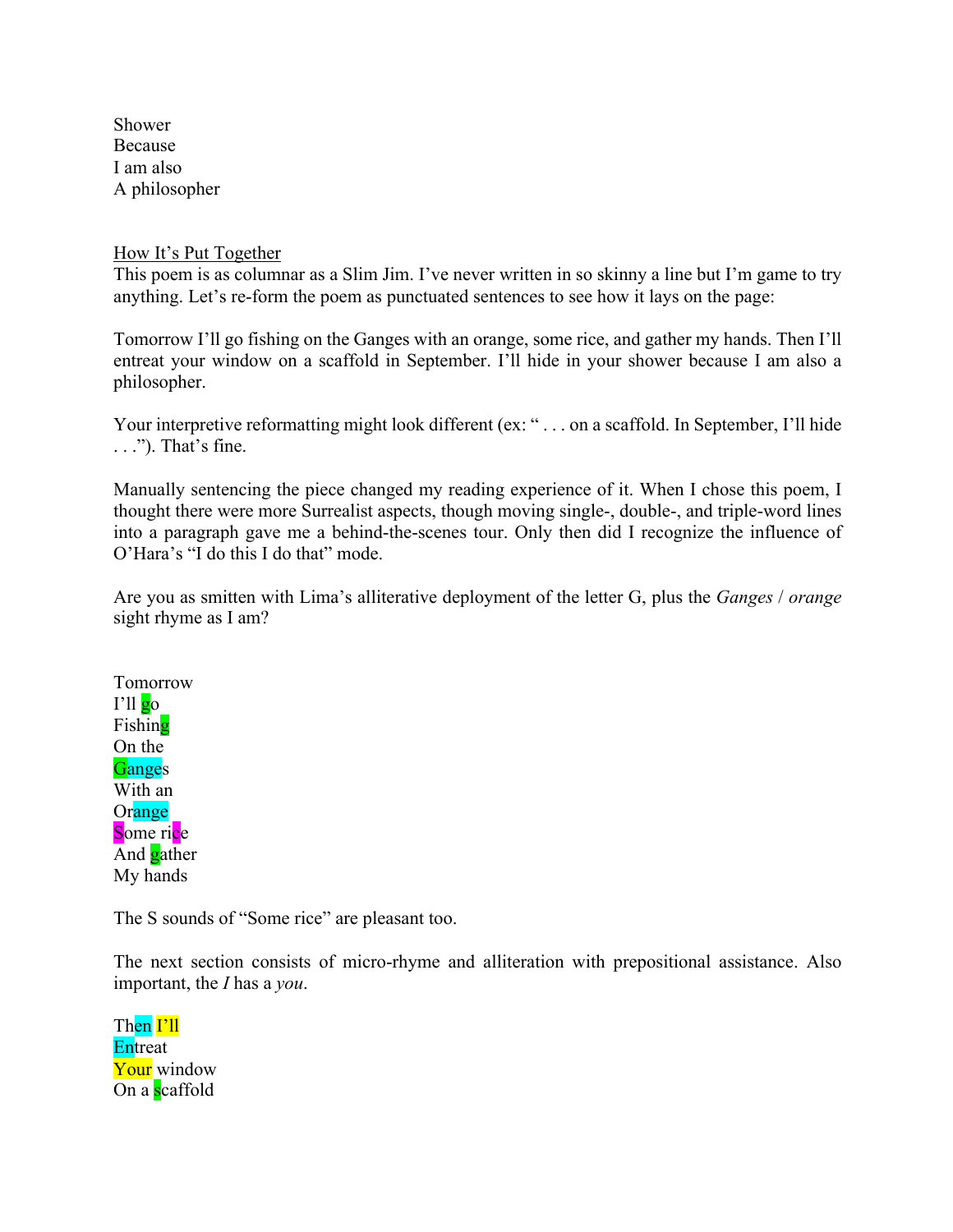Shower  
Because  
I am also  
A philosopher

<u>How It's Put Together</u>

This poem is as columnar as a Slim Jim. I've never written in so skinny a line but I'm game to try anything. Let's re-form the poem as punctuated sentences to see how it lays on the page:

Tomorrow I'll go fishing on the Ganges with an orange, some rice, and gather my hands. Then I'll entreat your window on a scaffold in September. I'll hide in your shower because I am also a philosopher.

Your interpretive reformatting might look different (ex: " . . . on a scaffold. In September, I'll hide . . ."). That's fine.

Manually sentencing the piece changed my reading experience of it. When I chose this poem, I thought there were more Surrealist aspects, though moving single-, double-, and triple-word lines into a paragraph gave me a behind-the-scenes tour. Only then did I recognize the influence of O'Hara's "I do this I do that" mode.

Are you as smitten with Lima's alliterative deployment of the letter G, plus the *Ganges* / *orange* sight rhyme as I am?

Tomorrow  
I'll go  
Fishing  
On the  
Ganges  
With an  
Orange  
Some rice  
And gather  
My hands

The S sounds of "Some rice" are pleasant too.

The next section consists of micro-rhyme and alliteration with prepositional assistance. Also important, the *I* has a *you*.

Then I'll  
Entreat  
Your window  
On a scaffold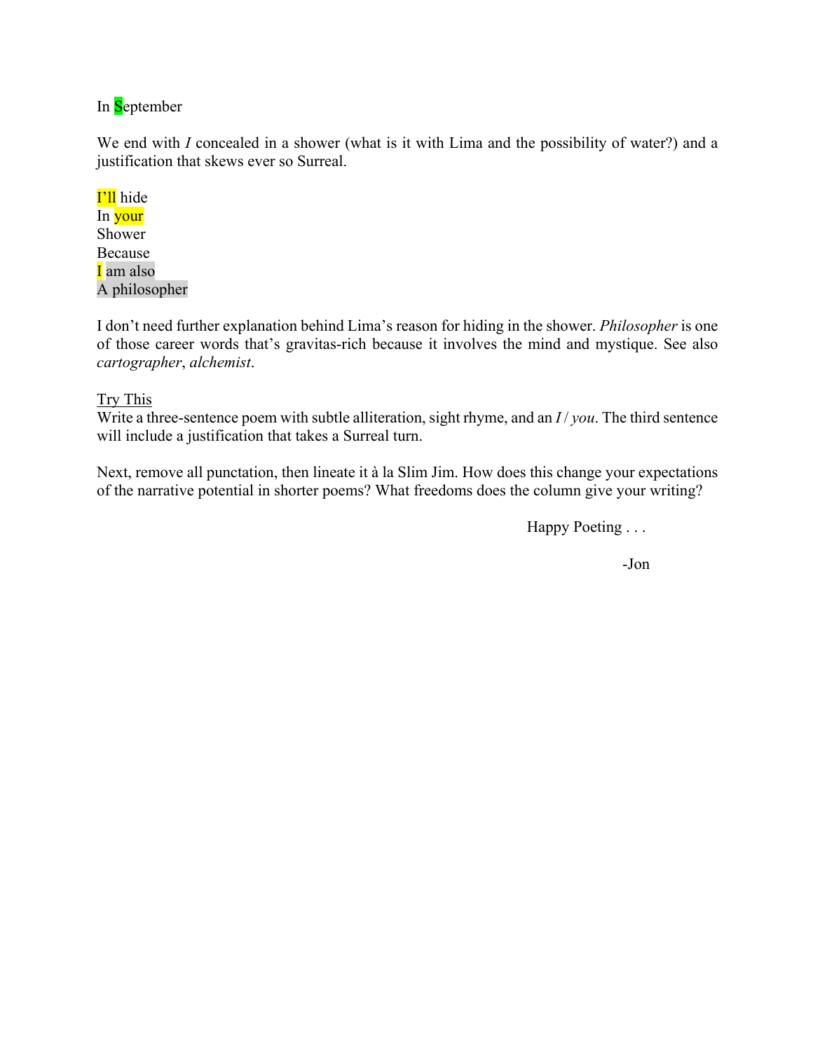In September

We end with *I* concealed in a shower (what is it with Lima and the possibility of water?) and a justification that skews ever so Surreal.

I'll hide  
In your  
Shower  
Because  
I am also  
A philosopher

I don't need further explanation behind Lima's reason for hiding in the shower. *Philosopher* is one of those career words that's gravitas-rich because it involves the mind and mystique. See also *cartographer*, *alchemist*.

<u>Try This</u>  
Write a three-sentence poem with subtle alliteration, sight rhyme, and an *I* / *you*. The third sentence will include a justification that takes a Surreal turn.

Next, remove all punctation, then lineate it à la Slim Jim. How does this change your expectations of the narrative potential in shorter poems? What freedoms does the column give your writing?

Happy Poeting . . .

-Jon